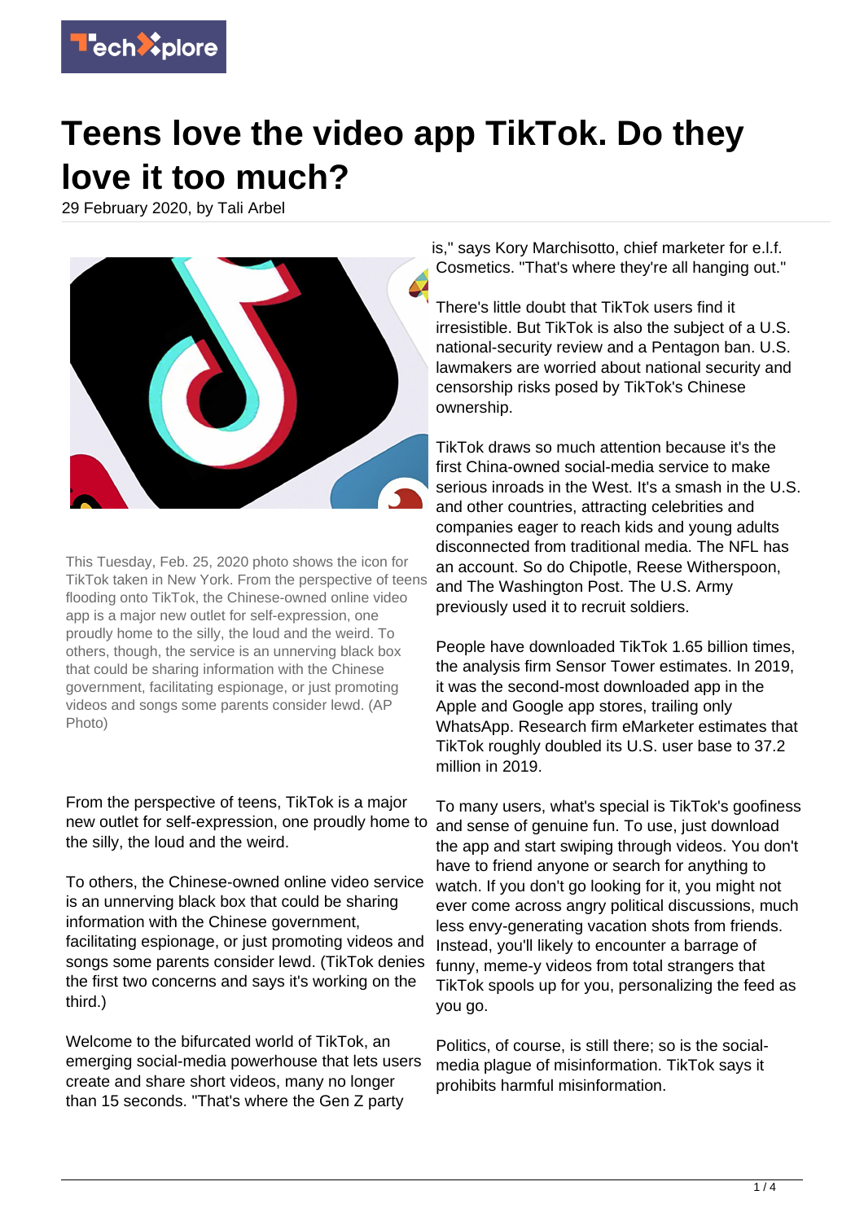# Teens love the video app TikTok. Do they love it too much?

29 February 2020, by Tali Arbel

This Tuesday, Feb. 25, 2020 photo shows the icon for TikTok taken in New York. From the perspective of teens flooding onto TikTok, the Chinese-owned online video app is a major new outlet for self-expression, one proudly home to the silly, the loud and the weird. To others, though, the service is an unnerving black box that could be sharing information with the Chinese government, facilitating espionage, or just promoting videos and songs some parents consider lewd. (AP Photo)

From the perspective of teens, TikTok is a major new outlet for self-expression, one proudly home to the silly, the loud and the weird.

To others, the Chinese-owned online video service is an unnerving black box that could be sharing information with the Chinese government, facilitating espionage, or just promoting videos and songs some parents consider lewd. (TikTok denies the first two concerns and says it's working on the third.)

Welcome to the bifurcated world of TikTok, an emerging social-media powerhouse that lets users create and share short videos, many no longer than 15 seconds. "That's where the Gen Z party is," says Kory Marchisotto, chief marketer for e.l.f. Cosmetics. "That's where they're all hanging out."

There's little doubt that TikTok users find it irresistible. But TikTok is also the subject of a U.S. national-security review and a Pentagon ban. U.S. lawmakers are worried about national security and censorship risks posed by TikTok's Chinese ownership.

TikTok draws so much attention because it's the first China-owned social-media service to make serious inroads in the West. It's a smash in the U.S. and other countries, attracting celebrities and companies eager to reach kids and young adults disconnected from traditional media. The NFL has an account. So do Chipotle, Reese Witherspoon, and The Washington Post. The U.S. Army previously used it to recruit soldiers.

People have downloaded TikTok 1.65 billion times, the analysis firm Sensor Tower estimates. In 2019, it was the second-most downloaded app in the Apple and Google app stores, trailing only WhatsApp. Research firm eMarketer estimates that TikTok roughly doubled its U.S. user base to 37.2 million in 2019.

To many users, what's special is TikTok's goofiness and sense of genuine fun. To use, just download the app and start swiping through videos. You don't have to friend anyone or search for anything to watch. If you don't go looking for it, you might not ever come across angry political discussions, much less envy-generating vacation shots from friends. Instead, you'll likely to encounter a barrage of funny, meme-y videos from total strangers that TikTok spools up for you, personalizing the feed as you go.

Politics, of course, is still there; so is the social-media plague of misinformation. TikTok says it prohibits harmful misinformation.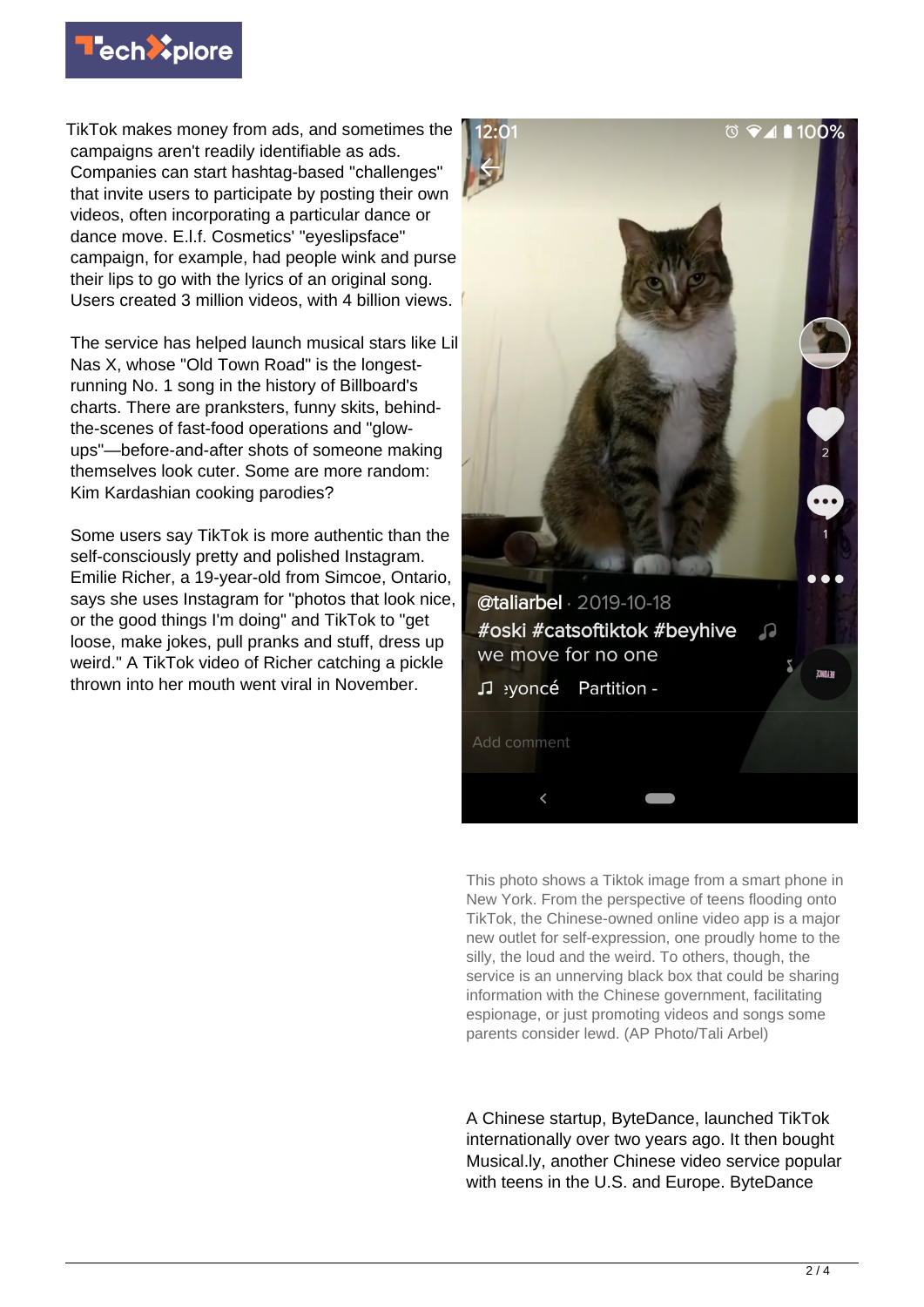TikTok makes money from ads, and sometimes the campaigns aren't readily identifiable as ads. Companies can start hashtag-based "challenges" that invite users to participate by posting their own videos, often incorporating a particular dance or dance move. E.l.f. Cosmetics' "eyeslipsface" campaign, for example, had people wink and purse their lips to go with the lyrics of an original song. Users created 3 million videos, with 4 billion views.

The service has helped launch musical stars like Lil Nas X, whose "Old Town Road" is the longest-running No. 1 song in the history of Billboard's charts. There are pranksters, funny skits, behind-the-scenes of fast-food operations and "glow-ups"—before-and-after shots of someone making themselves look cuter. Some are more random: Kim Kardashian cooking parodies?

Some users say TikTok is more authentic than the self-consciously pretty and polished Instagram. Emilie Richer, a 19-year-old from Simcoe, Ontario, says she uses Instagram for "photos that look nice, or the good things I'm doing" and TikTok to "get loose, make jokes, pull pranks and stuff, dress up weird." A TikTok video of Richer catching a pickle thrown into her mouth went viral in November.

This photo shows a Tiktok image from a smart phone in New York. From the perspective of teens flooding onto TikTok, the Chinese-owned online video app is a major new outlet for self-expression, one proudly home to the silly, the loud and the weird. To others, though, the service is an unnerving black box that could be sharing information with the Chinese government, facilitating espionage, or just promoting videos and songs some parents consider lewd. (AP Photo/Tali Arbel)

A Chinese startup, ByteDance, launched TikTok internationally over two years ago. It then bought Musical.ly, another Chinese video service popular with teens in the U.S. and Europe. ByteDance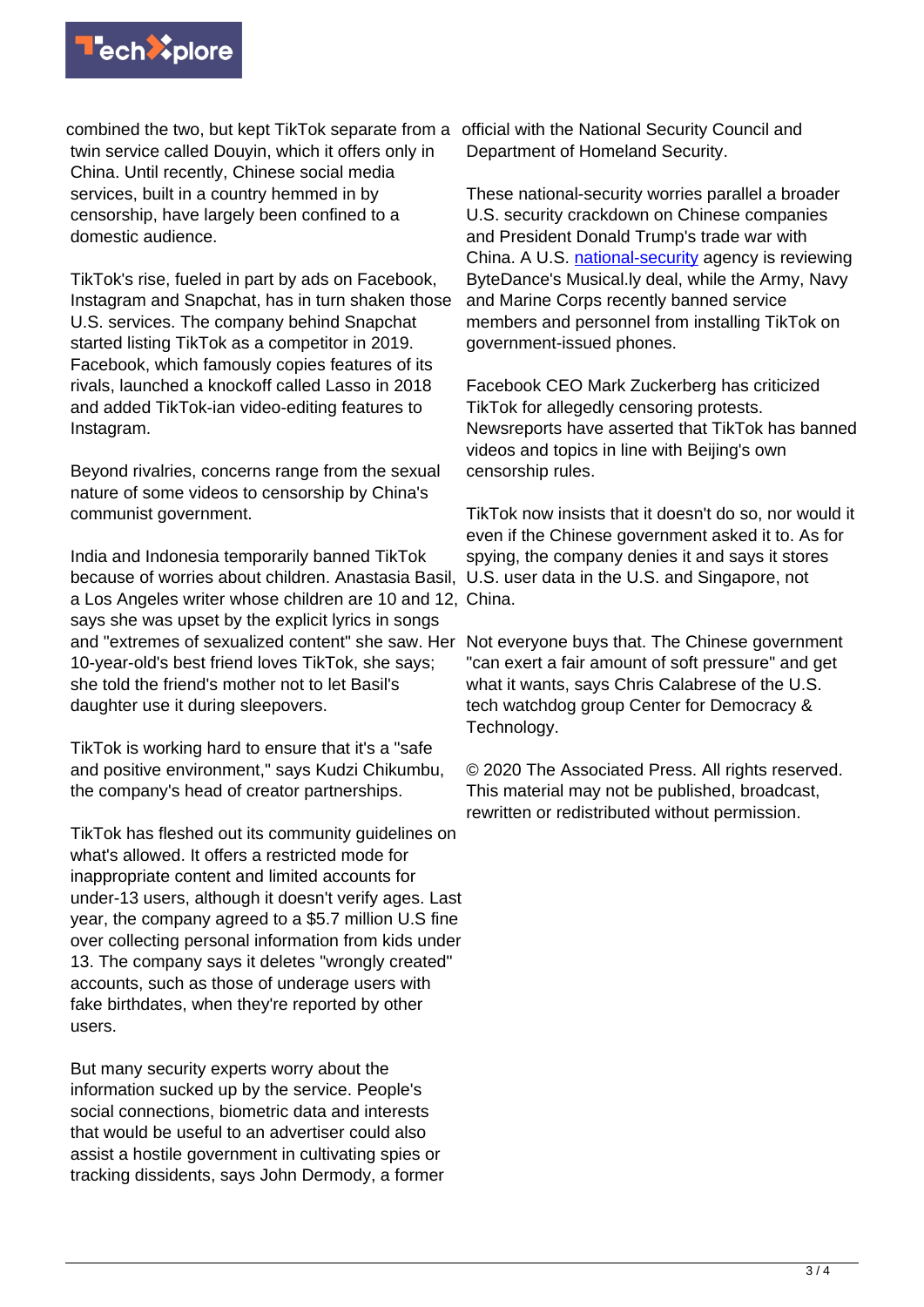combined the two, but kept TikTok separate from a twin service called Douyin, which it offers only in China. Until recently, Chinese social media services, built in a country hemmed in by censorship, have largely been confined to a domestic audience.

TikTok's rise, fueled in part by ads on Facebook, Instagram and Snapchat, has in turn shaken those U.S. services. The company behind Snapchat started listing TikTok as a competitor in 2019. Facebook, which famously copies features of its rivals, launched a knockoff called Lasso in 2018 and added TikTok-ian video-editing features to Instagram.

Beyond rivalries, concerns range from the sexual nature of some videos to censorship by China's communist government.

India and Indonesia temporarily banned TikTok because of worries about children. Anastasia Basil, a Los Angeles writer whose children are 10 and 12, says she was upset by the explicit lyrics in songs and "extremes of sexualized content" she saw. Her 10-year-old's best friend loves TikTok, she says; she told the friend's mother not to let Basil's daughter use it during sleepovers.

TikTok is working hard to ensure that it's a "safe and positive environment," says Kudzi Chikumbu, the company's head of creator partnerships.

TikTok has fleshed out its community guidelines on what's allowed. It offers a restricted mode for inappropriate content and limited accounts for under-13 users, although it doesn't verify ages. Last year, the company agreed to a $5.7 million U.S fine over collecting personal information from kids under 13. The company says it deletes "wrongly created" accounts, such as those of underage users with fake birthdates, when they're reported by other users.

But many security experts worry about the information sucked up by the service. People's social connections, biometric data and interests that would be useful to an advertiser could also assist a hostile government in cultivating spies or tracking dissidents, says John Dermody, a former official with the National Security Council and Department of Homeland Security.

These national-security worries parallel a broader U.S. security crackdown on Chinese companies and President Donald Trump's trade war with China. A U.S. national-security agency is reviewing ByteDance's Musical.ly deal, while the Army, Navy and Marine Corps recently banned service members and personnel from installing TikTok on government-issued phones.

Facebook CEO Mark Zuckerberg has criticized TikTok for allegedly censoring protests. Newsreports have asserted that TikTok has banned videos and topics in line with Beijing's own censorship rules.

TikTok now insists that it doesn't do so, nor would it even if the Chinese government asked it to. As for spying, the company denies it and says it stores U.S. user data in the U.S. and Singapore, not China.

Not everyone buys that. The Chinese government "can exert a fair amount of soft pressure" and get what it wants, says Chris Calabrese of the U.S. tech watchdog group Center for Democracy & Technology.

© 2020 The Associated Press. All rights reserved. This material may not be published, broadcast, rewritten or redistributed without permission.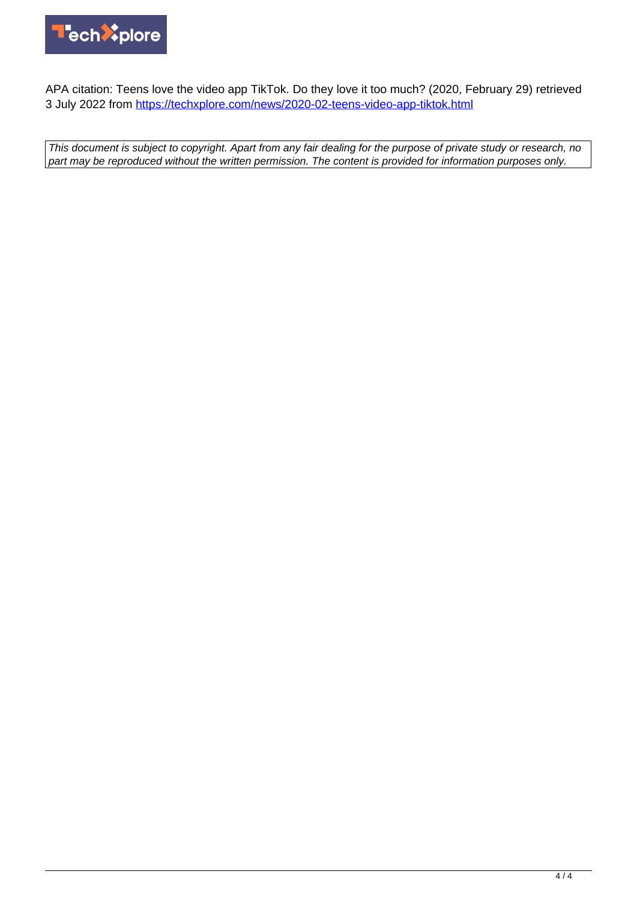APA citation: Teens love the video app TikTok. Do they love it too much? (2020, February 29) retrieved 3 July 2022 from https://techxplore.com/news/2020-02-teens-video-app-tiktok.html

*This document is subject to copyright. Apart from any fair dealing for the purpose of private study or research, no part may be reproduced without the written permission. The content is provided for information purposes only.*